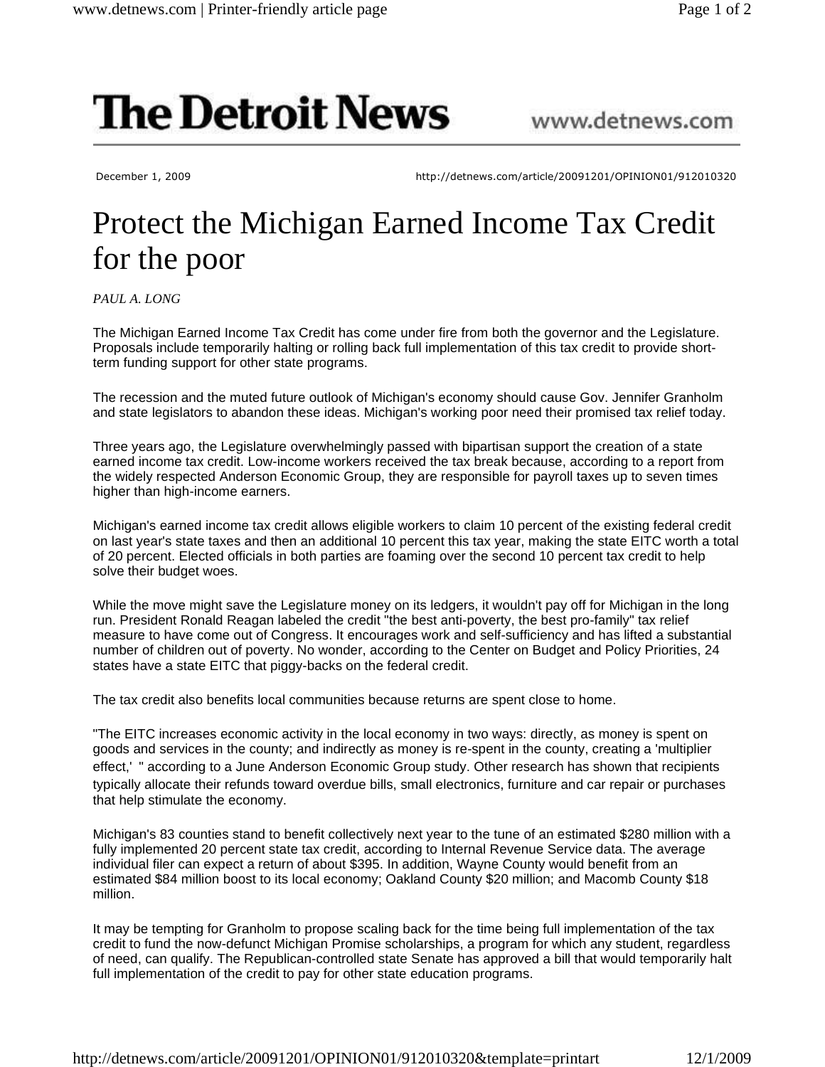# The Detroit News

www.detnews.com

December 1, 2009 http://detnews.com/article/20091201/OPINION01/912010320

## Protect the Michigan Earned Income Tax Credit for the poor

*PAUL A. LONG*

The Michigan Earned Income Tax Credit has come under fire from both the governor and the Legislature. Proposals include temporarily halting or rolling back full implementation of this tax credit to provide short-term funding support for other state programs.

The recession and the muted future outlook of Michigan's economy should cause Gov. Jennifer Granholm and state legislators to abandon these ideas. Michigan's working poor need their promised tax relief today.

Three years ago, the Legislature overwhelmingly passed with bipartisan support the creation of a state earned income tax credit. Low-income workers received the tax break because, according to a report from the widely respected Anderson Economic Group, they are responsible for payroll taxes up to seven times higher than high-income earners.

Michigan's earned income tax credit allows eligible workers to claim 10 percent of the existing federal credit on last year's state taxes and then an additional 10 percent this tax year, making the state EITC worth a total of 20 percent. Elected officials in both parties are foaming over the second 10 percent tax credit to help solve their budget woes.

While the move might save the Legislature money on its ledgers, it wouldn't pay off for Michigan in the long run. President Ronald Reagan labeled the credit "the best anti-poverty, the best pro-family" tax relief measure to have come out of Congress. It encourages work and self-sufficiency and has lifted a substantial number of children out of poverty. No wonder, according to the Center on Budget and Policy Priorities, 24 states have a state EITC that piggy-backs on the federal credit.

The tax credit also benefits local communities because returns are spent close to home.

"The EITC increases economic activity in the local economy in two ways: directly, as money is spent on goods and services in the county; and indirectly as money is re-spent in the county, creating a 'multiplier effect,' " according to a June Anderson Economic Group study. Other research has shown that recipients typically allocate their refunds toward overdue bills, small electronics, furniture and car repair or purchases that help stimulate the economy.

Michigan's 83 counties stand to benefit collectively next year to the tune of an estimated $280 million with a fully implemented 20 percent state tax credit, according to Internal Revenue Service data. The average individual filer can expect a return of about $395. In addition, Wayne County would benefit from an estimated $84 million boost to its local economy; Oakland County $20 million; and Macomb County $18 million.

It may be tempting for Granholm to propose scaling back for the time being full implementation of the tax credit to fund the now-defunct Michigan Promise scholarships, a program for which any student, regardless of need, can qualify. The Republican-controlled state Senate has approved a bill that would temporarily halt full implementation of the credit to pay for other state education programs.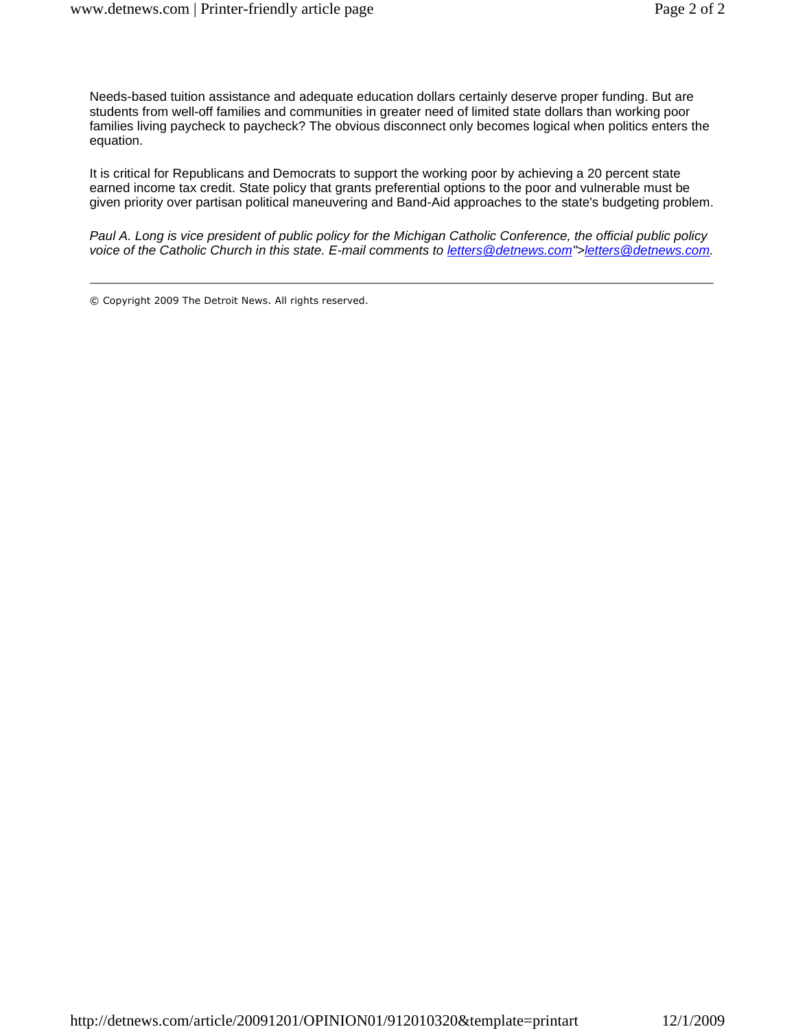Needs-based tuition assistance and adequate education dollars certainly deserve proper funding. But are students from well-off families and communities in greater need of limited state dollars than working poor families living paycheck to paycheck? The obvious disconnect only becomes logical when politics enters the equation.

It is critical for Republicans and Democrats to support the working poor by achieving a 20 percent state earned income tax credit. State policy that grants preferential options to the poor and vulnerable must be given priority over partisan political maneuvering and Band-Aid approaches to the state's budgeting problem.

*Paul A. Long is vice president of public policy for the Michigan Catholic Conference, the official public policy voice of the Catholic Church in this state. E-mail comments to letters@detnews.com">letters@detnews.com.*

---

© Copyright 2009 The Detroit News. All rights reserved.